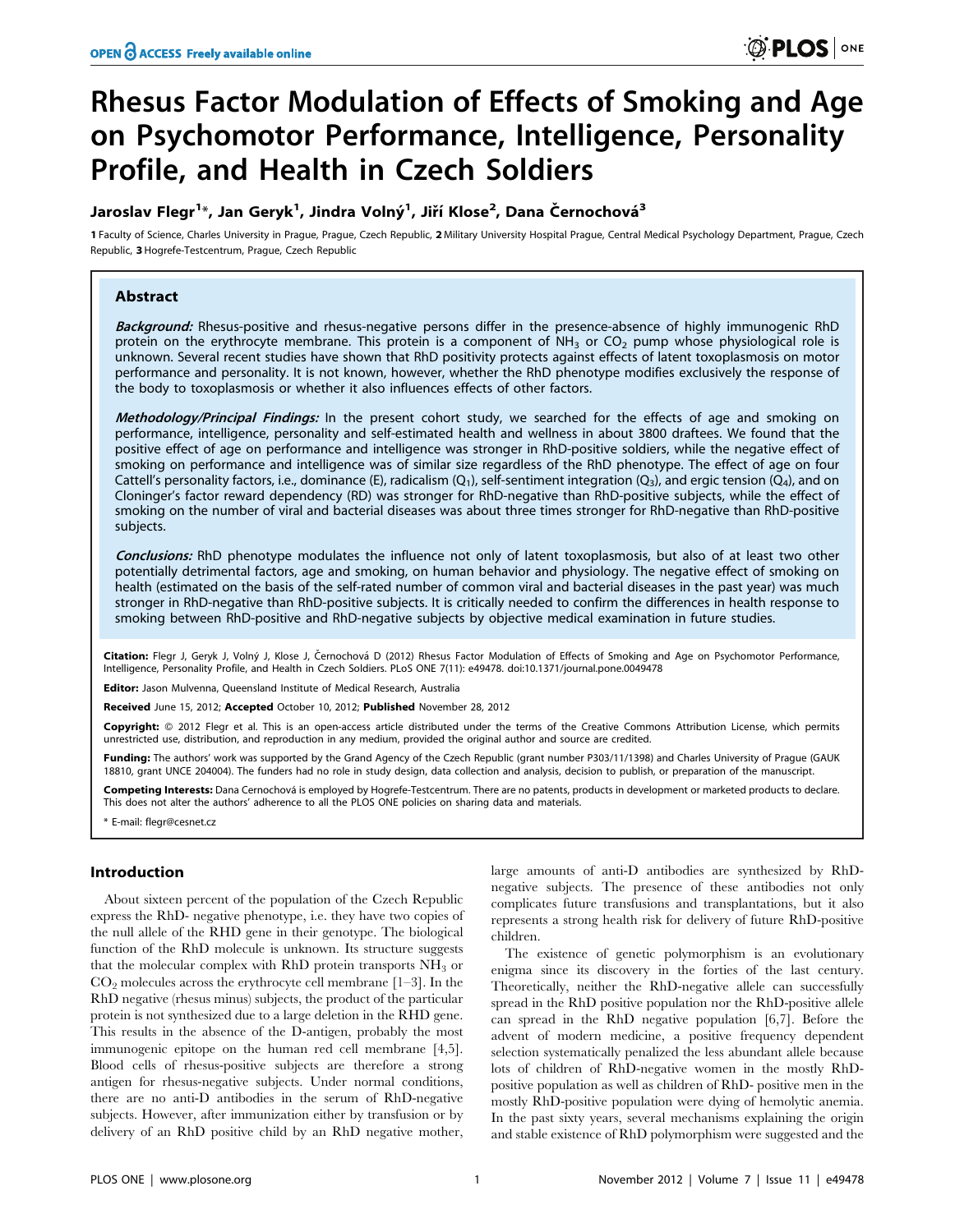# Rhesus Factor Modulation of Effects of Smoking and Age on Psychomotor Performance, Intelligence, Personality Profile, and Health in Czech Soldiers

**Jaroslav Flegr[1]*, Jan Geryk[1], Jindra Volný[1], Jiří Klose[2], Dana Černochová[3]**

**1** Faculty of Science, Charles University in Prague, Prague, Czech Republic, **2** Military University Hospital Prague, Central Medical Psychology Department, Prague, Czech Republic, **3** Hogrefe-Testcentrum, Prague, Czech Republic

## Abstract

***Background:*** Rhesus-positive and rhesus-negative persons differ in the presence-absence of highly immunogenic RhD protein on the erythrocyte membrane. This protein is a component of $NH_3$ or $CO_2$ pump whose physiological role is unknown. Several recent studies have shown that RhD positivity protects against effects of latent toxoplasmosis on motor performance and personality. It is not known, however, whether the RhD phenotype modifies exclusively the response of the body to toxoplasmosis or whether it also influences effects of other factors.

***Methodology/Principal Findings:*** In the present cohort study, we searched for the effects of age and smoking on performance, intelligence, personality and self-estimated health and wellness in about 3800 draftees. We found that the positive effect of age on performance and intelligence was stronger in RhD-positive soldiers, while the negative effect of smoking on performance and intelligence was of similar size regardless of the RhD phenotype. The effect of age on four Cattell's personality factors, i.e., dominance (E), radicalism ($Q_1$), self-sentiment integration ($Q_3$), and ergic tension ($Q_4$), and on Cloninger's factor reward dependency (RD) was stronger for RhD-negative than RhD-positive subjects, while the effect of smoking on the number of viral and bacterial diseases was about three times stronger for RhD-negative than RhD-positive subjects.

***Conclusions:*** RhD phenotype modulates the influence not only of latent toxoplasmosis, but also of at least two other potentially detrimental factors, age and smoking, on human behavior and physiology. The negative effect of smoking on health (estimated on the basis of the self-rated number of common viral and bacterial diseases in the past year) was much stronger in RhD-negative than RhD-positive subjects. It is critically needed to confirm the differences in health response to smoking between RhD-positive and RhD-negative subjects by objective medical examination in future studies.

**Citation:** Flegr J, Geryk J, Volný J, Klose J, Černochová D (2012) Rhesus Factor Modulation of Effects of Smoking and Age on Psychomotor Performance, Intelligence, Personality Profile, and Health in Czech Soldiers. PLoS ONE 7(11): e49478. doi:10.1371/journal.pone.0049478

**Editor:** Jason Mulvenna, Queensland Institute of Medical Research, Australia

**Received** June 15, 2012; **Accepted** October 10, 2012; **Published** November 28, 2012

**Copyright:** © 2012 Flegr et al. This is an open-access article distributed under the terms of the Creative Commons Attribution License, which permits unrestricted use, distribution, and reproduction in any medium, provided the original author and source are credited.

**Funding:** The authors' work was supported by the Grand Agency of the Czech Republic (grant number P303/11/1398) and Charles University of Prague (GAUK 18810, grant UNCE 204004). The funders had no role in study design, data collection and analysis, decision to publish, or preparation of the manuscript.

**Competing Interests:** Dana Cernochová is employed by Hogrefe-Testcentrum. There are no patents, products in development or marketed products to declare. This does not alter the authors' adherence to all the PLOS ONE policies on sharing data and materials.

\* E-mail: flegr@cesnet.cz

## Introduction

About sixteen percent of the population of the Czech Republic express the RhD- negative phenotype, i.e. they have two copies of the null allele of the RHD gene in their genotype. The biological function of the RhD molecule is unknown. Its structure suggests that the molecular complex with RhD protein transports $NH_3$ or $CO_2$ molecules across the erythrocyte cell membrane [1–3]. In the RhD negative (rhesus minus) subjects, the product of the particular protein is not synthesized due to a large deletion in the RHD gene. This results in the absence of the D-antigen, probably the most immunogenic epitope on the human red cell membrane [4,5]. Blood cells of rhesus-positive subjects are therefore a strong antigen for rhesus-negative subjects. Under normal conditions, there are no anti-D antibodies in the serum of RhD-negative subjects. However, after immunization either by transfusion or by delivery of an RhD positive child by an RhD negative mother, large amounts of anti-D antibodies are synthesized by RhD-negative subjects. The presence of these antibodies not only complicates future transfusions and transplantations, but it also represents a strong health risk for delivery of future RhD-positive children.

The existence of genetic polymorphism is an evolutionary enigma since its discovery in the forties of the last century. Theoretically, neither the RhD-negative allele can successfully spread in the RhD positive population nor the RhD-positive allele can spread in the RhD negative population [6,7]. Before the advent of modern medicine, a positive frequency dependent selection systematically penalized the less abundant allele because lots of children of RhD-negative women in the mostly RhD-positive population as well as children of RhD- positive men in the mostly RhD-positive population were dying of hemolytic anemia. In the past sixty years, several mechanisms explaining the origin and stable existence of RhD polymorphism were suggested and the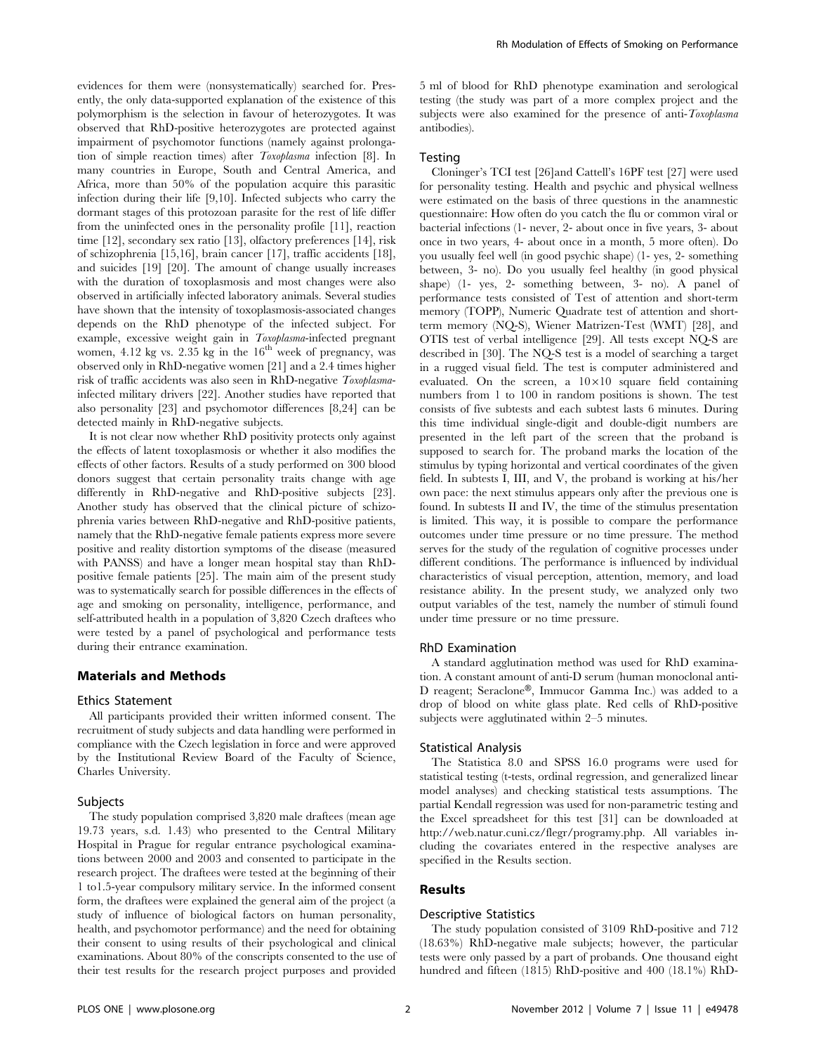evidences for them were (nonsystematically) searched for. Presently, the only data-supported explanation of the existence of this polymorphism is the selection in favour of heterozygotes. It was observed that RhD-positive heterozygotes are protected against impairment of psychomotor functions (namely against prolongation of simple reaction times) after *Toxoplasma* infection [8]. In many countries in Europe, South and Central America, and Africa, more than 50% of the population acquire this parasitic infection during their life [9,10]. Infected subjects who carry the dormant stages of this protozoan parasite for the rest of life differ from the uninfected ones in the personality profile [11], reaction time [12], secondary sex ratio [13], olfactory preferences [14], risk of schizophrenia [15,16], brain cancer [17], traffic accidents [18], and suicides [19] [20]. The amount of change usually increases with the duration of toxoplasmosis and most changes were also observed in artificially infected laboratory animals. Several studies have shown that the intensity of toxoplasmosis-associated changes depends on the RhD phenotype of the infected subject. For example, excessive weight gain in *Toxoplasma*-infected pregnant women, 4.12 kg vs. 2.35 kg in the 16th week of pregnancy, was observed only in RhD-negative women [21] and a 2.4 times higher risk of traffic accidents was also seen in RhD-negative *Toxoplasma*-infected military drivers [22]. Another studies have reported that also personality [23] and psychomotor differences [8,24] can be detected mainly in RhD-negative subjects.

It is not clear now whether RhD positivity protects only against the effects of latent toxoplasmosis or whether it also modifies the effects of other factors. Results of a study performed on 300 blood donors suggest that certain personality traits change with age differently in RhD-negative and RhD-positive subjects [23]. Another study has observed that the clinical picture of schizophrenia varies between RhD-negative and RhD-positive patients, namely that the RhD-negative female patients express more severe positive and reality distortion symptoms of the disease (measured with PANSS) and have a longer mean hospital stay than RhD-positive female patients [25]. The main aim of the present study was to systematically search for possible differences in the effects of age and smoking on personality, intelligence, performance, and self-attributed health in a population of 3,820 Czech draftees who were tested by a panel of psychological and performance tests during their entrance examination.

## Materials and Methods

### Ethics Statement

All participants provided their written informed consent. The recruitment of study subjects and data handling were performed in compliance with the Czech legislation in force and were approved by the Institutional Review Board of the Faculty of Science, Charles University.

### Subjects

The study population comprised 3,820 male draftees (mean age 19.73 years, s.d. 1.43) who presented to the Central Military Hospital in Prague for regular entrance psychological examinations between 2000 and 2003 and consented to participate in the research project. The draftees were tested at the beginning of their 1 to1.5-year compulsory military service. In the informed consent form, the draftees were explained the general aim of the project (a study of influence of biological factors on human personality, health, and psychomotor performance) and the need for obtaining their consent to using results of their psychological and clinical examinations. About 80% of the conscripts consented to the use of their test results for the research project purposes and provided 5 ml of blood for RhD phenotype examination and serological testing (the study was part of a more complex project and the subjects were also examined for the presence of anti-*Toxoplasma* antibodies).

### Testing

Cloninger's TCI test [26]and Cattell's 16PF test [27] were used for personality testing. Health and psychic and physical wellness were estimated on the basis of three questions in the anamnestic questionnaire: How often do you catch the flu or common viral or bacterial infections (1- never, 2- about once in five years, 3- about once in two years, 4- about once in a month, 5 more often). Do you usually feel well (in good psychic shape) (1- yes, 2- something between, 3- no). Do you usually feel healthy (in good physical shape) (1- yes, 2- something between, 3- no). A panel of performance tests consisted of Test of attention and short-term memory (TOPP), Numeric Quadrate test of attention and short-term memory (NQ-S), Wiener Matrizen-Test (WMT) [28], and OTIS test of verbal intelligence [29]. All tests except NQ-S are described in [30]. The NQ-S test is a model of searching a target in a rugged visual field. The test is computer administered and evaluated. On the screen, a $10\times10$ square field containing numbers from 1 to 100 in random positions is shown. The test consists of five subtests and each subtest lasts 6 minutes. During this time individual single-digit and double-digit numbers are presented in the left part of the screen that the proband is supposed to search for. The proband marks the location of the stimulus by typing horizontal and vertical coordinates of the given field. In subtests I, III, and V, the proband is working at his/her own pace: the next stimulus appears only after the previous one is found. In subtests II and IV, the time of the stimulus presentation is limited. This way, it is possible to compare the performance outcomes under time pressure or no time pressure. The method serves for the study of the regulation of cognitive processes under different conditions. The performance is influenced by individual characteristics of visual perception, attention, memory, and load resistance ability. In the present study, we analyzed only two output variables of the test, namely the number of stimuli found under time pressure or no time pressure.

### RhD Examination

A standard agglutination method was used for RhD examination. A constant amount of anti-D serum (human monoclonal anti-D reagent; Seraclone®, Immucor Gamma Inc.) was added to a drop of blood on white glass plate. Red cells of RhD-positive subjects were agglutinated within 2–5 minutes.

### Statistical Analysis

The Statistica 8.0 and SPSS 16.0 programs were used for statistical testing (t-tests, ordinal regression, and generalized linear model analyses) and checking statistical tests assumptions. The partial Kendall regression was used for non-parametric testing and the Excel spreadsheet for this test [31] can be downloaded at http://web.natur.cuni.cz/flegr/programy.php. All variables including the covariates entered in the respective analyses are specified in the Results section.

## Results

### Descriptive Statistics

The study population consisted of 3109 RhD-positive and 712 (18.63%) RhD-negative male subjects; however, the particular tests were only passed by a part of probands. One thousand eight hundred and fifteen (1815) RhD-positive and 400 (18.1%) RhD-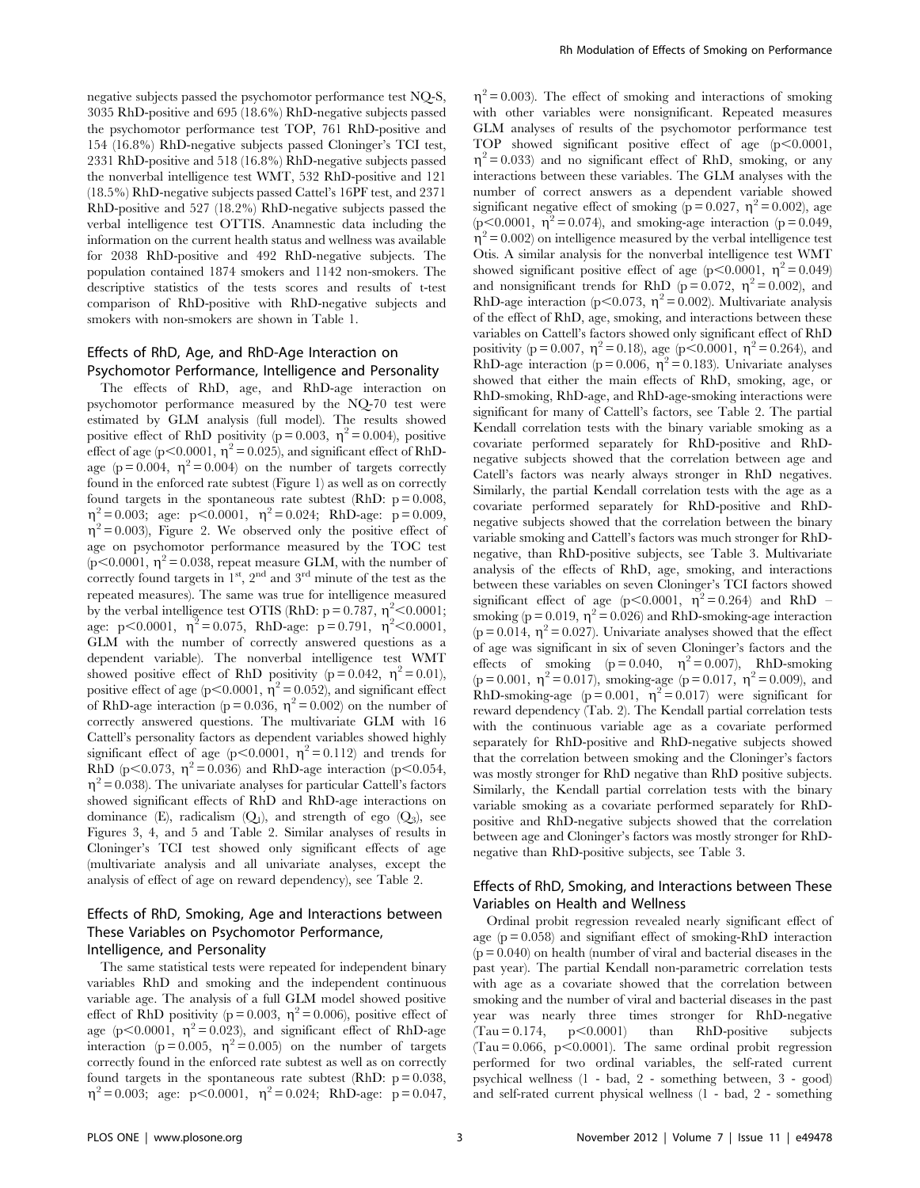negative subjects passed the psychomotor performance test NQ-S, 3035 RhD-positive and 695 (18.6%) RhD-negative subjects passed the psychomotor performance test TOP, 761 RhD-positive and 154 (16.8%) RhD-negative subjects passed Cloninger's TCI test, 2331 RhD-positive and 518 (16.8%) RhD-negative subjects passed the nonverbal intelligence test WMT, 532 RhD-positive and 121 (18.5%) RhD-negative subjects passed Cattel's 16PF test, and 2371 RhD-positive and 527 (18.2%) RhD-negative subjects passed the verbal intelligence test OTTIS. Anamnestic data including the information on the current health status and wellness was available for 2038 RhD-positive and 492 RhD-negative subjects. The population contained 1874 smokers and 1142 non-smokers. The descriptive statistics of the tests scores and results of t-test comparison of RhD-positive with RhD-negative subjects and smokers with non-smokers are shown in Table 1.

## Effects of RhD, Age, and RhD-Age Interaction on Psychomotor Performance, Intelligence and Personality

The effects of RhD, age, and RhD-age interaction on psychomotor performance measured by the NQ-70 test were estimated by GLM analysis (full model). The results showed positive effect of RhD positivity ($p = 0.003$, $\eta^2 = 0.004$), positive effect of age ($p < 0.0001$, $\eta^2 = 0.025$), and significant effect of RhD-age ($p = 0.004$, $\eta^2 = 0.004$) on the number of targets correctly found in the enforced rate subtest (Figure 1) as well as on correctly found targets in the spontaneous rate subtest (RhD: $p = 0.008$, $\eta^2 = 0.003$; age: $p < 0.0001$, $\eta^2 = 0.024$; RhD-age: $p = 0.009$, $\eta^2 = 0.003$), Figure 2. We observed only the positive effect of age on psychomotor performance measured by the TOC test ($p < 0.0001$, $\eta^2 = 0.038$, repeat measure GLM, with the number of correctly found targets in 1st, 2nd and 3rd minute of the test as the repeated measures). The same was true for intelligence measured by the verbal intelligence test OTIS (RhD: $p = 0.787$, $\eta^2 < 0.0001$; age: $p < 0.0001$, $\eta^2 = 0.075$, RhD-age: $p = 0.791$, $\eta^2 < 0.0001$, GLM with the number of correctly answered questions as a dependent variable). The nonverbal intelligence test WMT showed positive effect of RhD positivity ($p = 0.042$, $\eta^2 = 0.01$), positive effect of age ($p < 0.0001$, $\eta^2 = 0.052$), and significant effect of RhD-age interaction ($p = 0.036$, $\eta^2 = 0.002$) on the number of correctly answered questions. The multivariate GLM with 16 Cattell's personality factors as dependent variables showed highly significant effect of age ($p < 0.0001$, $\eta^2 = 0.112$) and trends for RhD ($p < 0.073$, $\eta^2 = 0.036$) and RhD-age interaction ($p < 0.054$, $\eta^2 = 0.038$). The univariate analyses for particular Cattell's factors showed significant effects of RhD and RhD-age interactions on dominance (E), radicalism ($Q_1$), and strength of ego ($Q_3$), see Figures 3, 4, and 5 and Table 2. Similar analyses of results in Cloninger's TCI test showed only significant effects of age (multivariate analysis and all univariate analyses, except the analysis of effect of age on reward dependency), see Table 2.

## Effects of RhD, Smoking, Age and Interactions between These Variables on Psychomotor Performance, Intelligence, and Personality

The same statistical tests were repeated for independent binary variables RhD and smoking and the independent continuous variable age. The analysis of a full GLM model showed positive effect of RhD positivity ($p = 0.003$, $\eta^2 = 0.006$), positive effect of age ($p < 0.0001$, $\eta^2 = 0.023$), and significant effect of RhD-age interaction ($p = 0.005$, $\eta^2 = 0.005$) on the number of targets correctly found in the enforced rate subtest as well as on correctly found targets in the spontaneous rate subtest (RhD: $p = 0.038$, $\eta^2 = 0.003$; age: $p < 0.0001$, $\eta^2 = 0.024$; RhD-age: $p = 0.047$, $\eta^2 = 0.003$). The effect of smoking and interactions of smoking with other variables were nonsignificant. Repeated measures GLM analyses of results of the psychomotor performance test TOP showed significant positive effect of age ($p < 0.0001$, $\eta^2 = 0.033$) and no significant effect of RhD, smoking, or any interactions between these variables. The GLM analyses with the number of correct answers as a dependent variable showed significant negative effect of smoking ($p = 0.027$, $\eta^2 = 0.002$), age ($p < 0.0001$, $\eta^2 = 0.074$), and smoking-age interaction ($p = 0.049$, $\eta^2 = 0.002$) on intelligence measured by the verbal intelligence test Otis. A similar analysis for the nonverbal intelligence test WMT showed significant positive effect of age ($p < 0.0001$, $\eta^2 = 0.049$) and nonsignificant trends for RhD ($p = 0.072$, $\eta^2 = 0.002$), and RhD-age interaction ($p < 0.073$, $\eta^2 = 0.002$). Multivariate analysis of the effect of RhD, age, smoking, and interactions between these variables on Cattell's factors showed only significant effect of RhD positivity ($p = 0.007$, $\eta^2 = 0.18$), age ($p < 0.0001$, $\eta^2 = 0.264$), and RhD-age interaction ($p = 0.006$, $\eta^2 = 0.183$). Univariate analyses showed that either the main effects of RhD, smoking, age, or RhD-smoking, RhD-age, and RhD-age-smoking interactions were significant for many of Cattell's factors, see Table 2. The partial Kendall correlation tests with the binary variable smoking as a covariate performed separately for RhD-positive and RhD-negative subjects showed that the correlation between age and Catell's factors was nearly always stronger in RhD negatives. Similarly, the partial Kendall correlation tests with the age as a covariate performed separately for RhD-positive and RhD-negative subjects showed that the correlation between the binary variable smoking and Cattell's factors was much stronger for RhD-negative, than RhD-positive subjects, see Table 3. Multivariate analysis of the effects of RhD, age, smoking, and interactions between these variables on seven Cloninger's TCI factors showed significant effect of age ($p < 0.0001$, $\eta^2 = 0.264$) and RhD – smoking ($p = 0.019$, $\eta^2 = 0.026$) and RhD-smoking-age interaction ($p = 0.014$, $\eta^2 = 0.027$). Univariate analyses showed that the effect of age was significant in six of seven Cloninger's factors and the effects of smoking ($p = 0.040$, $\eta^2 = 0.007$), RhD-smoking ($p = 0.001$, $\eta^2 = 0.017$), smoking-age ($p = 0.017$, $\eta^2 = 0.009$), and RhD-smoking-age ($p = 0.001$, $\eta^2 = 0.017$) were significant for reward dependency (Tab. 2). The Kendall partial correlation tests with the continuous variable age as a covariate performed separately for RhD-positive and RhD-negative subjects showed that the correlation between smoking and the Cloninger's factors was mostly stronger for RhD negative than RhD positive subjects. Similarly, the Kendall partial correlation tests with the binary variable smoking as a covariate performed separately for RhD-positive and RhD-negative subjects showed that the correlation between age and Cloninger's factors was mostly stronger for RhD-negative than RhD-positive subjects, see Table 3.

## Effects of RhD, Smoking, and Interactions between These Variables on Health and Wellness

Ordinal probit regression revealed nearly significant effect of age ($p = 0.058$) and signifiant effect of smoking-RhD interaction ($p = 0.040$) on health (number of viral and bacterial diseases in the past year). The partial Kendall non-parametric correlation tests with age as a covariate showed that the correlation between smoking and the number of viral and bacterial diseases in the past year was nearly three times stronger for RhD-negative (Tau = 0.174, $p < 0.0001$) than RhD-positive subjects (Tau = 0.066, $p < 0.0001$). The same ordinal probit regression performed for two ordinal variables, the self-rated current psychical wellness (1 - bad, 2 - something between, 3 - good) and self-rated current physical wellness (1 - bad, 2 - something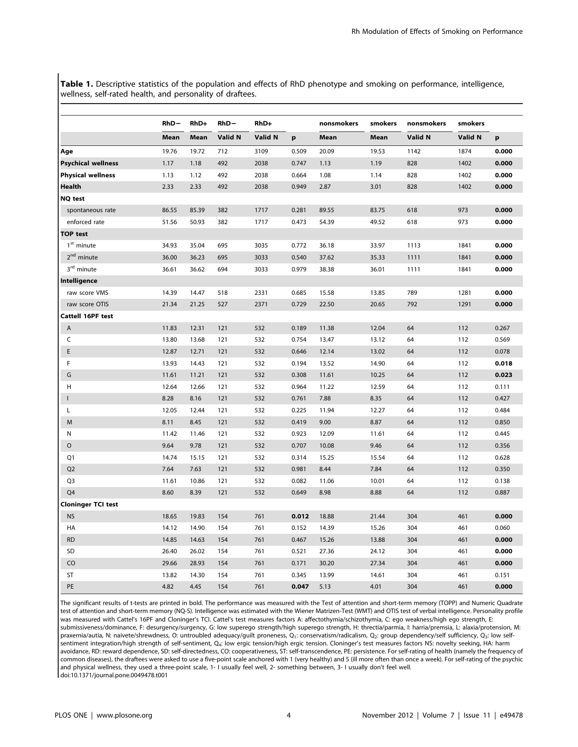**Table 1.** Descriptive statistics of the population and effects of RhD phenotype and smoking on performance, intelligence, wellness, self-rated health, and personality of draftees.

| | RhD− | RhD+ | RhD− | RhD+ | | nonsmokers | smokers | nonsmokers | smokers | |
|---|---|---|---|---|---|---|---|---|---|---|
| | Mean | Mean | Valid N | Valid N | p | Mean | Mean | Valid N | Valid N | p |
| **Age** | 19.76 | 19.72 | 712 | 3109 | 0.509 | 20.09 | 19.53 | 1142 | 1874 | **0.000** |
| **Psychical wellness** | 1.17 | 1.18 | 492 | 2038 | 0.747 | 1.13 | 1.19 | 828 | 1402 | **0.000** |
| **Physical wellness** | 1.13 | 1.12 | 492 | 2038 | 0.664 | 1.08 | 1.14 | 828 | 1402 | **0.000** |
| **Health** | 2.33 | 2.33 | 492 | 2038 | 0.949 | 2.87 | 3.01 | 828 | 1402 | **0.000** |
| **NQ test** | | | | | | | | | | |
| spontaneous rate | 86.55 | 85.39 | 382 | 1717 | 0.281 | 89.55 | 83.75 | 618 | 973 | **0.000** |
| enforced rate | 51.56 | 50.93 | 382 | 1717 | 0.473 | 54.39 | 49.52 | 618 | 973 | **0.000** |
| **TOP test** | | | | | | | | | | |
| 1st minute | 34.93 | 35.04 | 695 | 3035 | 0.772 | 36.18 | 33.97 | 1113 | 1841 | **0.000** |
| 2nd minute | 36.00 | 36.23 | 695 | 3033 | 0.540 | 37.62 | 35.33 | 1111 | 1841 | **0.000** |
| 3rd minute | 36.61 | 36.62 | 694 | 3033 | 0.979 | 38.38 | 36.01 | 1111 | 1841 | **0.000** |
| **Intelligence** | | | | | | | | | | |
| raw score VMS | 14.39 | 14.47 | 518 | 2331 | 0.685 | 15.58 | 13.85 | 789 | 1281 | **0.000** |
| raw score OTIS | 21.34 | 21.25 | 527 | 2371 | 0.729 | 22.50 | 20.65 | 792 | 1291 | **0.000** |
| **Cattell 16PF test** | | | | | | | | | | |
| A | 11.83 | 12.31 | 121 | 532 | 0.189 | 11.38 | 12.04 | 64 | 112 | 0.267 |
| C | 13.80 | 13.68 | 121 | 532 | 0.754 | 13.47 | 13.12 | 64 | 112 | 0.569 |
| E | 12.87 | 12.71 | 121 | 532 | 0.646 | 12.14 | 13.02 | 64 | 112 | 0.078 |
| F | 13.93 | 14.43 | 121 | 532 | 0.194 | 13.52 | 14.90 | 64 | 112 | **0.018** |
| G | 11.61 | 11.21 | 121 | 532 | 0.308 | 11.61 | 10.25 | 64 | 112 | **0.023** |
| H | 12.64 | 12.66 | 121 | 532 | 0.964 | 11.22 | 12.59 | 64 | 112 | 0.111 |
| I | 8.28 | 8.16 | 121 | 532 | 0.761 | 7.88 | 8.35 | 64 | 112 | 0.427 |
| L | 12.05 | 12.44 | 121 | 532 | 0.225 | 11.94 | 12.27 | 64 | 112 | 0.484 |
| M | 8.11 | 8.45 | 121 | 532 | 0.419 | 9.00 | 8.87 | 64 | 112 | 0.850 |
| N | 11.42 | 11.46 | 121 | 532 | 0.923 | 12.09 | 11.61 | 64 | 112 | 0.445 |
| O | 9.64 | 9.78 | 121 | 532 | 0.707 | 10.08 | 9.46 | 64 | 112 | 0.356 |
| Q1 | 14.74 | 15.15 | 121 | 532 | 0.314 | 15.25 | 15.54 | 64 | 112 | 0.628 |
| Q2 | 7.64 | 7.63 | 121 | 532 | 0.981 | 8.44 | 7.84 | 64 | 112 | 0.350 |
| Q3 | 11.61 | 10.86 | 121 | 532 | 0.082 | 11.06 | 10.01 | 64 | 112 | 0.138 |
| Q4 | 8.60 | 8.39 | 121 | 532 | 0.649 | 8.98 | 8.88 | 64 | 112 | 0.887 |
| **Cloninger TCI test** | | | | | | | | | | |
| NS | 18.65 | 19.83 | 154 | 761 | **0.012** | 18.88 | 21.44 | 304 | 461 | **0.000** |
| HA | 14.12 | 14.90 | 154 | 761 | 0.152 | 14.39 | 15.26 | 304 | 461 | 0.060 |
| RD | 14.85 | 14.63 | 154 | 761 | 0.467 | 15.26 | 13.88 | 304 | 461 | **0.000** |
| SD | 26.40 | 26.02 | 154 | 761 | 0.521 | 27.36 | 24.12 | 304 | 461 | **0.000** |
| CO | 29.66 | 28.93 | 154 | 761 | 0.171 | 30.20 | 27.34 | 304 | 461 | **0.000** |
| ST | 13.82 | 14.30 | 154 | 761 | 0.345 | 13.99 | 14.61 | 304 | 461 | 0.151 |
| PE | 4.82 | 4.45 | 154 | 761 | **0.047** | 5.13 | 4.01 | 304 | 461 | **0.000** |

The significant results of t-tests are printed in bold. The performance was measured with the Test of attention and short-term memory (TOPP) and Numeric Quadrate test of attention and short-term memory (NQ-S). Intelligence was estimated with the Wiener Matrizen-Test (WMT) and OTIS test of verbal intelligence. Personality profile was measured with Cattel's 16PF and Cloninger's TCI. Cattel's test measures factors A: affectothymia/schizothymia, C: ego weakness/high ego strength, E: submissiveness/dominance, F: desurgency/surgency, G: low superego strength/high superego strength, H: threctia/parmia, I: harria/premsia, L: alaxia/protension, M: praxernia/autia, N: naivete/shrewdness, O: untroubled adequacy/guilt proneness, $Q_1$: conservatism/radicalism, $Q_2$: group dependency/self sufficiency, $Q_3$: low self-sentiment integration/high strength of self-sentiment, $Q_4$: low ergic tension/high ergic tension. Cloninger's test measures factors NS: novelty seeking, HA: harm avoidance, RD: reward dependence, SD: self-directedness, CO: cooperativeness, ST: self-transcendence, PE: persistence. For self-rating of health (namely the frequency of common diseases), the draftees were asked to use a five-point scale anchored with 1 (very healthy) and 5 (ill more often than once a week). For self-rating of the psychic and physical wellness, they used a three-point scale, 1- I usually feel well, 2- something between, 3- I usually don't feel well.
doi:10.1371/journal.pone.0049478.t001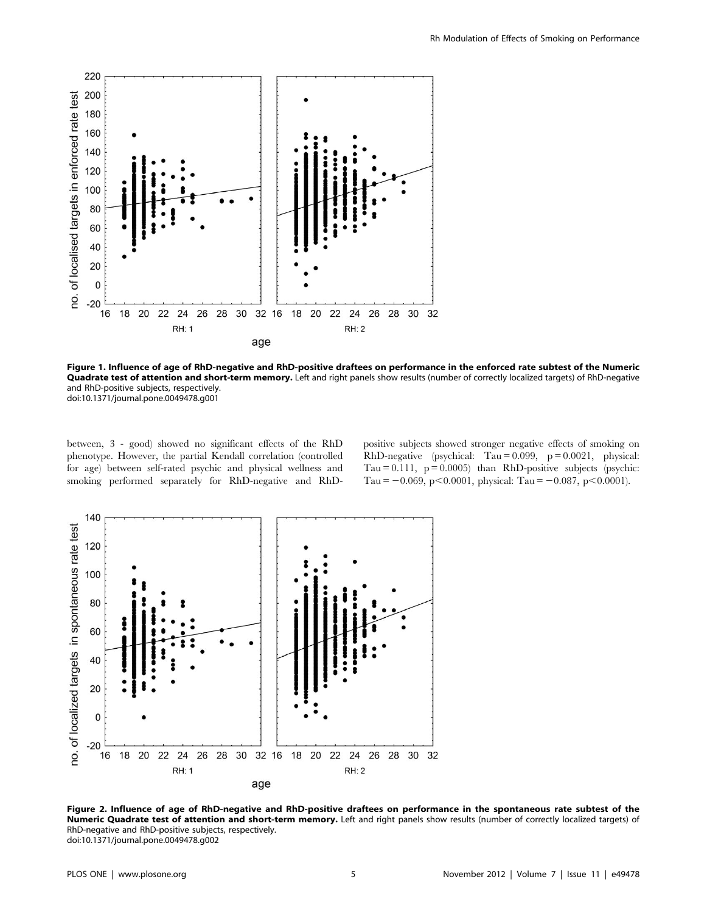Figure 1. Influence of age of RhD-negative and RhD-positive draftees on performance in the enforced rate subtest of the Numeric Quadrate test of attention and short-term memory. Left and right panels show results (number of correctly localized targets) of RhD-negative and RhD-positive subjects, respectively.
doi:10.1371/journal.pone.0049478.g001

between, 3 - good) showed no significant effects of the RhD phenotype. However, the partial Kendall correlation (controlled for age) between self-rated psychic and physical wellness and smoking performed separately for RhD-negative and RhD-positive subjects showed stronger negative effects of smoking on RhD-negative (psychical: Tau = 0.099, $p = 0.0021$, physical: Tau = 0.111, $p = 0.0005$) than RhD-positive subjects (psychic: Tau = −0.069, $p < 0.0001$, physical: Tau = −0.087, $p < 0.0001$).

Figure 2. Influence of age of RhD-negative and RhD-positive draftees on performance in the spontaneous rate subtest of the Numeric Quadrate test of attention and short-term memory. Left and right panels show results (number of correctly localized targets) of RhD-negative and RhD-positive subjects, respectively.
doi:10.1371/journal.pone.0049478.g002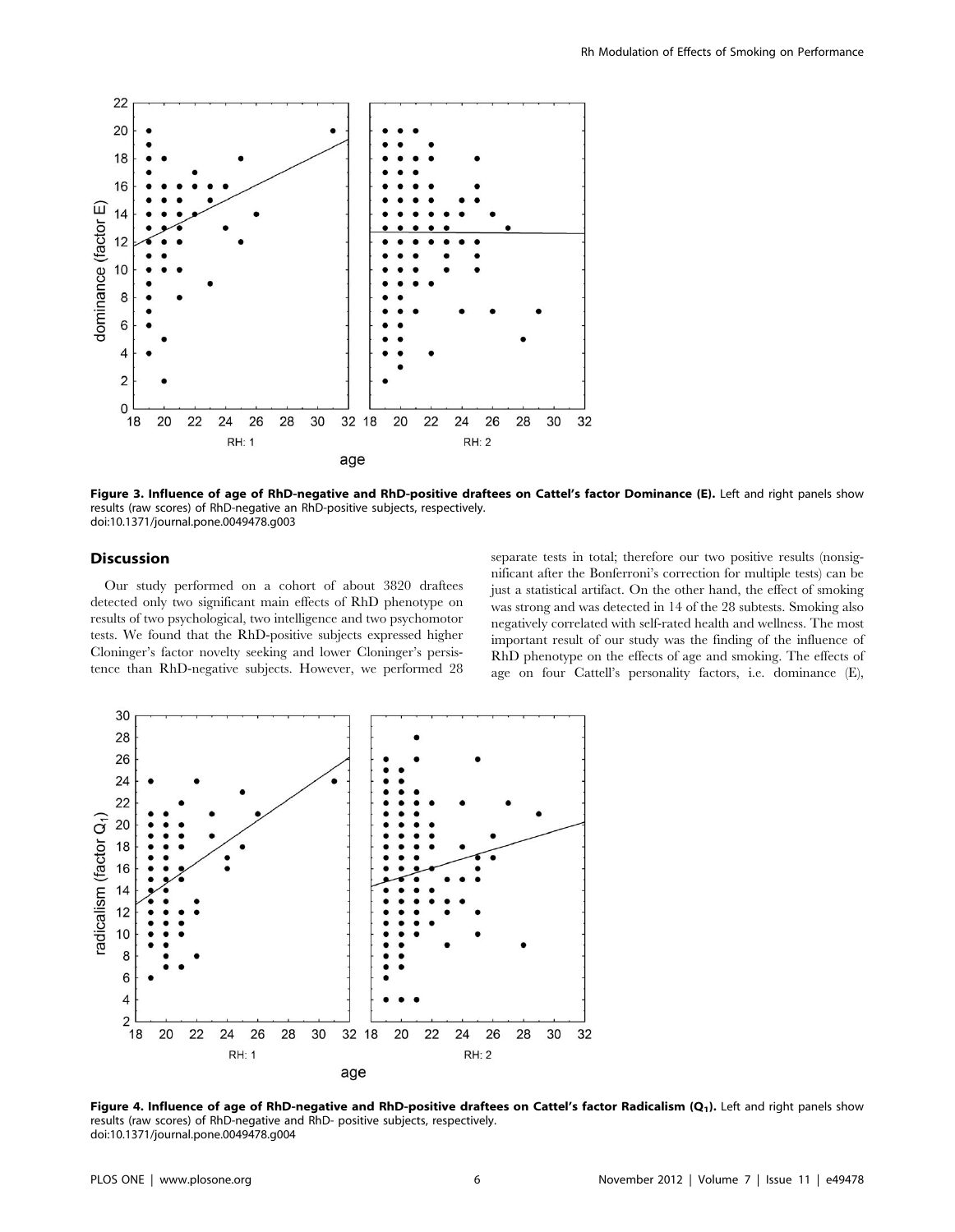**Figure 3. Influence of age of RhD-negative and RhD-positive draftees on Cattel's factor Dominance (E).** Left and right panels show results (raw scores) of RhD-negative an RhD-positive subjects, respectively.
doi:10.1371/journal.pone.0049478.g003

## Discussion

Our study performed on a cohort of about 3820 draftees detected only two significant main effects of RhD phenotype on results of two psychological, two intelligence and two psychomotor tests. We found that the RhD-positive subjects expressed higher Cloninger's factor novelty seeking and lower Cloninger's persistence than RhD-negative subjects. However, we performed 28 separate tests in total; therefore our two positive results (nonsignificant after the Bonferroni's correction for multiple tests) can be just a statistical artifact. On the other hand, the effect of smoking was strong and was detected in 14 of the 28 subtests. Smoking also negatively correlated with self-rated health and wellness. The most important result of our study was the finding of the influence of RhD phenotype on the effects of age and smoking. The effects of age on four Cattell's personality factors, i.e. dominance (E),

**Figure 4. Influence of age of RhD-negative and RhD-positive draftees on Cattel's factor Radicalism ($Q_1$).** Left and right panels show results (raw scores) of RhD-negative and RhD- positive subjects, respectively.
doi:10.1371/journal.pone.0049478.g004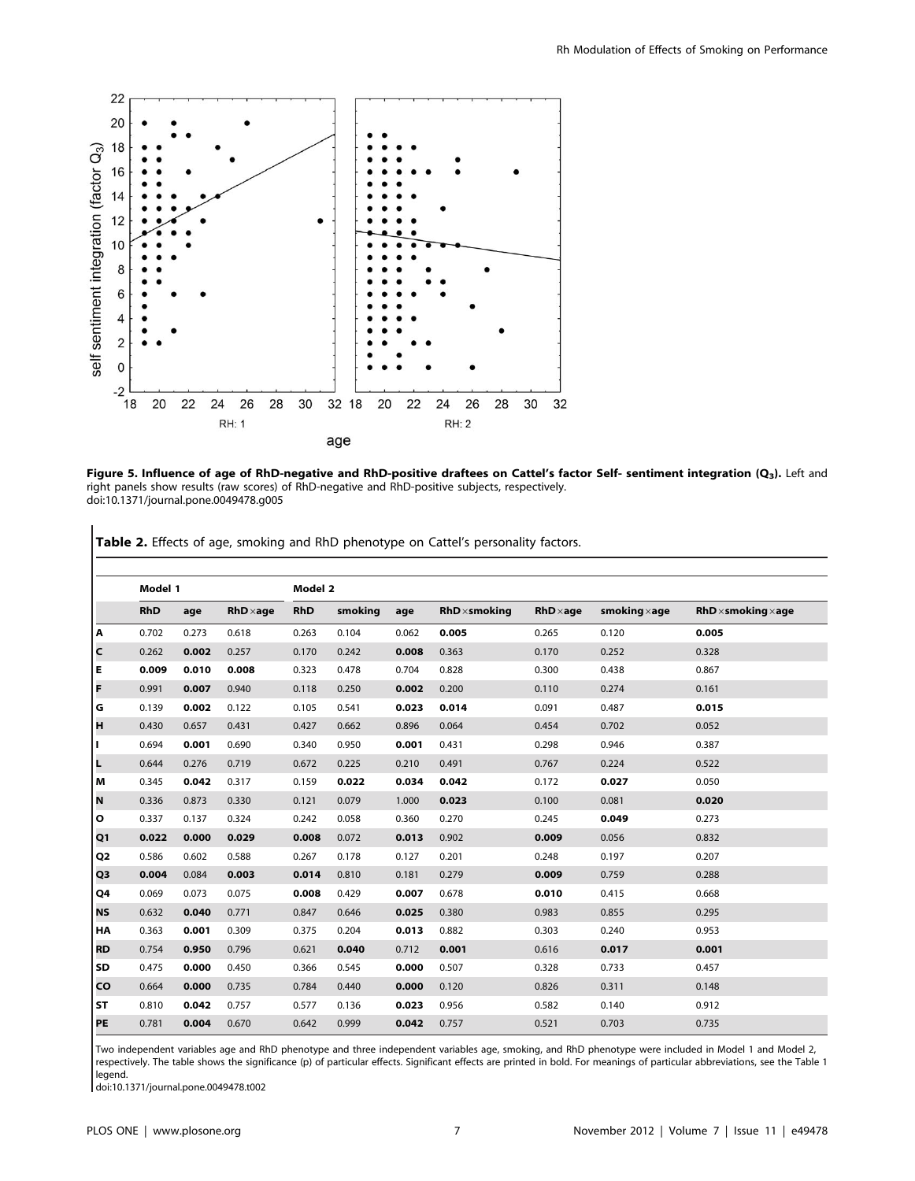**Figure 5. Influence of age of RhD-negative and RhD-positive draftees on Cattel's factor Self- sentiment integration ($Q_3$).** Left and right panels show results (raw scores) of RhD-negative and RhD-positive subjects, respectively.
doi:10.1371/journal.pone.0049478.g005

**Table 2.** Effects of age, smoking and RhD phenotype on Cattel's personality factors.

| | Model 1 | | | Model 2 | | | | | | |
|---|---|---|---|---|---|---|---|---|---|---|
| | RhD | age | RhD×age | RhD | smoking | age | RhD×smoking | RhD×age | smoking×age | RhD×smoking×age |
| A | 0.702 | 0.273 | 0.618 | 0.263 | 0.104 | 0.062 | **0.005** | 0.265 | 0.120 | **0.005** |
| C | 0.262 | **0.002** | 0.257 | 0.170 | 0.242 | **0.008** | 0.363 | 0.170 | 0.252 | 0.328 |
| E | **0.009** | **0.010** | **0.008** | 0.323 | 0.478 | 0.704 | 0.828 | 0.300 | 0.438 | 0.867 |
| F | 0.991 | **0.007** | 0.940 | 0.118 | 0.250 | **0.002** | 0.200 | 0.110 | 0.274 | 0.161 |
| G | 0.139 | **0.002** | 0.122 | 0.105 | 0.541 | **0.023** | **0.014** | 0.091 | 0.487 | **0.015** |
| H | 0.430 | 0.657 | 0.431 | 0.427 | 0.662 | 0.896 | 0.064 | 0.454 | 0.702 | 0.052 |
| I | 0.694 | **0.001** | 0.690 | 0.340 | 0.950 | **0.001** | 0.431 | 0.298 | 0.946 | 0.387 |
| L | 0.644 | 0.276 | 0.719 | 0.672 | 0.225 | 0.210 | 0.491 | 0.767 | 0.224 | 0.522 |
| M | 0.345 | **0.042** | 0.317 | 0.159 | **0.022** | **0.034** | **0.042** | 0.172 | **0.027** | 0.050 |
| N | 0.336 | 0.873 | 0.330 | 0.121 | 0.079 | 1.000 | **0.023** | 0.100 | 0.081 | **0.020** |
| O | 0.337 | 0.137 | 0.324 | 0.242 | 0.058 | 0.360 | 0.270 | 0.245 | **0.049** | 0.273 |
| Q1 | **0.022** | **0.000** | **0.029** | **0.008** | 0.072 | **0.013** | 0.902 | **0.009** | 0.056 | 0.832 |
| Q2 | 0.586 | 0.602 | 0.588 | 0.267 | 0.178 | 0.127 | 0.201 | 0.248 | 0.197 | 0.207 |
| Q3 | **0.004** | 0.084 | **0.003** | **0.014** | 0.810 | 0.181 | 0.279 | **0.009** | 0.759 | 0.288 |
| Q4 | 0.069 | 0.073 | 0.075 | **0.008** | 0.429 | **0.007** | 0.678 | **0.010** | 0.415 | 0.668 |
| NS | 0.632 | **0.040** | 0.771 | 0.847 | 0.646 | **0.025** | 0.380 | 0.983 | 0.855 | 0.295 |
| HA | 0.363 | **0.001** | 0.309 | 0.375 | 0.204 | **0.013** | 0.882 | 0.303 | 0.240 | 0.953 |
| RD | 0.754 | **0.950** | 0.796 | 0.621 | **0.040** | 0.712 | **0.001** | 0.616 | **0.017** | **0.001** |
| SD | 0.475 | **0.000** | 0.450 | 0.366 | 0.545 | **0.000** | 0.507 | 0.328 | 0.733 | 0.457 |
| CO | 0.664 | **0.000** | 0.735 | 0.784 | 0.440 | **0.000** | 0.120 | 0.826 | 0.311 | 0.148 |
| ST | 0.810 | **0.042** | 0.757 | 0.577 | 0.136 | **0.023** | 0.956 | 0.582 | 0.140 | 0.912 |
| PE | 0.781 | **0.004** | 0.670 | 0.642 | 0.999 | **0.042** | 0.757 | 0.521 | 0.703 | 0.735 |

Two independent variables age and RhD phenotype and three independent variables age, smoking, and RhD phenotype were included in Model 1 and Model 2, respectively. The table shows the significance (p) of particular effects. Significant effects are printed in bold. For meanings of particular abbreviations, see the Table 1 legend.
doi:10.1371/journal.pone.0049478.t002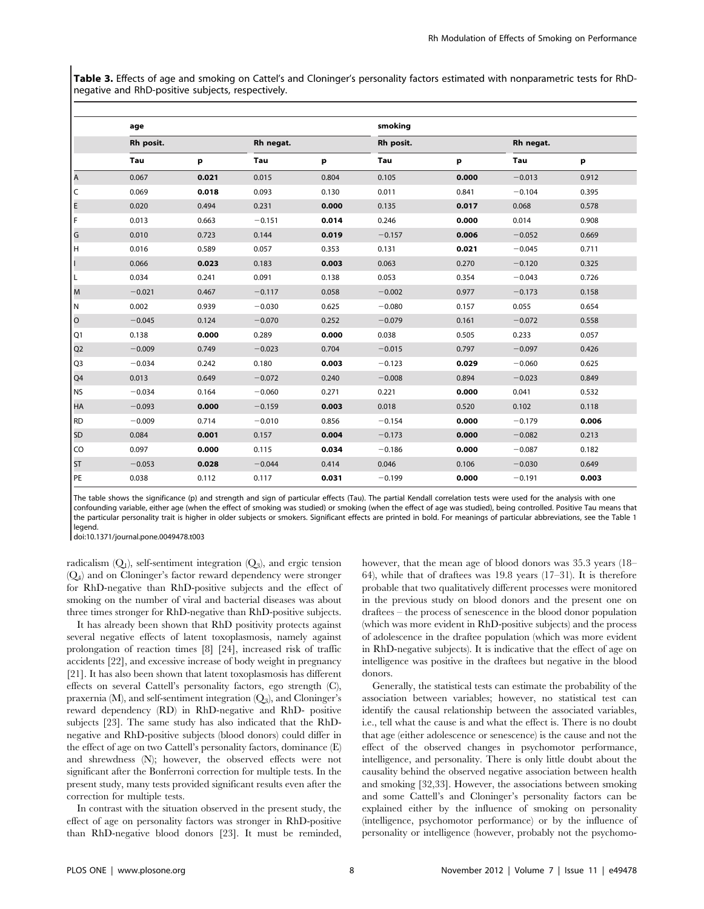**Table 3.** Effects of age and smoking on Cattel's and Cloninger's personality factors estimated with nonparametric tests for RhD-negative and RhD-positive subjects, respectively.

| | age | | | | smoking | | | |
|---|---|---|---|---|---|---|---|---|
| | Rh posit. | | Rh negat. | | Rh posit. | | Rh negat. | |
| | Tau | p | Tau | p | Tau | p | Tau | p |
| A | 0.067 | **0.021** | 0.015 | 0.804 | 0.105 | **0.000** | −0.013 | 0.912 |
| C | 0.069 | **0.018** | 0.093 | 0.130 | 0.011 | 0.841 | −0.104 | 0.395 |
| E | 0.020 | 0.494 | 0.231 | **0.000** | 0.135 | **0.017** | 0.068 | 0.578 |
| F | 0.013 | 0.663 | −0.151 | **0.014** | 0.246 | **0.000** | 0.014 | 0.908 |
| G | 0.010 | 0.723 | 0.144 | **0.019** | −0.157 | **0.006** | −0.052 | 0.669 |
| H | 0.016 | 0.589 | 0.057 | 0.353 | 0.131 | **0.021** | −0.045 | 0.711 |
| I | 0.066 | **0.023** | 0.183 | **0.003** | 0.063 | 0.270 | −0.120 | 0.325 |
| L | 0.034 | 0.241 | 0.091 | 0.138 | 0.053 | 0.354 | −0.043 | 0.726 |
| M | −0.021 | 0.467 | −0.117 | 0.058 | −0.002 | 0.977 | −0.173 | 0.158 |
| N | 0.002 | 0.939 | −0.030 | 0.625 | −0.080 | 0.157 | 0.055 | 0.654 |
| O | −0.045 | 0.124 | −0.070 | 0.252 | −0.079 | 0.161 | −0.072 | 0.558 |
| Q1 | 0.138 | **0.000** | 0.289 | **0.000** | 0.038 | 0.505 | 0.233 | 0.057 |
| Q2 | −0.009 | 0.749 | −0.023 | 0.704 | −0.015 | 0.797 | −0.097 | 0.426 |
| Q3 | −0.034 | 0.242 | 0.180 | **0.003** | −0.123 | **0.029** | −0.060 | 0.625 |
| Q4 | 0.013 | 0.649 | −0.072 | 0.240 | −0.008 | 0.894 | −0.023 | 0.849 |
| NS | −0.034 | 0.164 | −0.060 | 0.271 | 0.221 | **0.000** | 0.041 | 0.532 |
| HA | −0.093 | **0.000** | −0.159 | **0.003** | 0.018 | 0.520 | 0.102 | 0.118 |
| RD | −0.009 | 0.714 | −0.010 | 0.856 | −0.154 | **0.000** | −0.179 | **0.006** |
| SD | 0.084 | **0.001** | 0.157 | **0.004** | −0.173 | **0.000** | −0.082 | 0.213 |
| CO | 0.097 | **0.000** | 0.115 | **0.034** | −0.186 | **0.000** | −0.087 | 0.182 |
| ST | −0.053 | **0.028** | −0.044 | 0.414 | 0.046 | 0.106 | −0.030 | 0.649 |
| PE | 0.038 | 0.112 | 0.117 | **0.031** | −0.199 | **0.000** | −0.191 | **0.003** |

The table shows the significance (p) and strength and sign of particular effects (Tau). The partial Kendall correlation tests were used for the analysis with one confounding variable, either age (when the effect of smoking was studied) or smoking (when the effect of age was studied), being controlled. Positive Tau means that the particular personality trait is higher in older subjects or smokers. Significant effects are printed in bold. For meanings of particular abbreviations, see the Table 1 legend.

doi:10.1371/journal.pone.0049478.t003

radicalism ($Q_1$), self-sentiment integration ($Q_3$), and ergic tension ($Q_4$) and on Cloninger's factor reward dependency were stronger for RhD-negative than RhD-positive subjects and the effect of smoking on the number of viral and bacterial diseases was about three times stronger for RhD-negative than RhD-positive subjects.

It has already been shown that RhD positivity protects against several negative effects of latent toxoplasmosis, namely against prolongation of reaction times [8] [24], increased risk of traffic accidents [22], and excessive increase of body weight in pregnancy [21]. It has also been shown that latent toxoplasmosis has different effects on several Cattell's personality factors, ego strength (C), praxernia (M), and self-sentiment integration ($Q_3$), and Cloninger's reward dependency (RD) in RhD-negative and RhD- positive subjects [23]. The same study has also indicated that the RhD-negative and RhD-positive subjects (blood donors) could differ in the effect of age on two Cattell's personality factors, dominance (E) and shrewdness (N); however, the observed effects were not significant after the Bonferroni correction for multiple tests. In the present study, many tests provided significant results even after the correction for multiple tests.

In contrast with the situation observed in the present study, the effect of age on personality factors was stronger in RhD-positive than RhD-negative blood donors [23]. It must be reminded, however, that the mean age of blood donors was 35.3 years (18–64), while that of draftees was 19.8 years (17–31). It is therefore probable that two qualitatively different processes were monitored in the previous study on blood donors and the present one on draftees – the process of senescence in the blood donor population (which was more evident in RhD-positive subjects) and the process of adolescence in the draftee population (which was more evident in RhD-negative subjects). It is indicative that the effect of age on intelligence was positive in the draftees but negative in the blood donors.

Generally, the statistical tests can estimate the probability of the association between variables; however, no statistical test can identify the causal relationship between the associated variables, i.e., tell what the cause is and what the effect is. There is no doubt that age (either adolescence or senescence) is the cause and not the effect of the observed changes in psychomotor performance, intelligence, and personality. There is only little doubt about the causality behind the observed negative association between health and smoking [32,33]. However, the associations between smoking and some Cattell's and Cloninger's personality factors can be explained either by the influence of smoking on personality (intelligence, psychomotor performance) or by the influence of personality or intelligence (however, probably not the psychomo-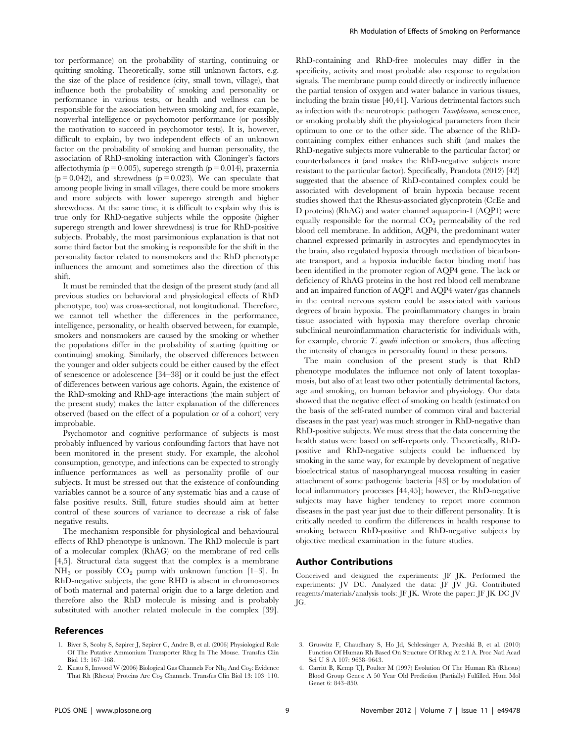tor performance) on the probability of starting, continuing or quitting smoking. Theoretically, some still unknown factors, e.g. the size of the place of residence (city, small town, village), that influence both the probability of smoking and personality or performance in various tests, or health and wellness can be responsible for the association between smoking and, for example, nonverbal intelligence or psychomotor performance (or possibly the motivation to succeed in psychomotor tests). It is, however, difficult to explain, by two independent effects of an unknown factor on the probability of smoking and human personality, the association of RhD-smoking interaction with Cloninger's factors affectothymia ($p = 0.005$), superego strength ($p = 0.014$), praxernia ($p = 0.042$), and shrewdness ($p = 0.023$). We can speculate that among people living in small villages, there could be more smokers and more subjects with lower superego strength and higher shrewdness. At the same time, it is difficult to explain why this is true only for RhD-negative subjects while the opposite (higher superego strength and lower shrewdness) is true for RhD-positive subjects. Probably, the most parsimonious explanation is that not some third factor but the smoking is responsible for the shift in the personality factor related to nonsmokers and the RhD phenotype influences the amount and sometimes also the direction of this shift.

It must be reminded that the design of the present study (and all previous studies on behavioral and physiological effects of RhD phenotype, too) was cross-sectional, not longitudinal. Therefore, we cannot tell whether the differences in the performance, intelligence, personality, or health observed between, for example, smokers and nonsmokers are caused by the smoking or whether the populations differ in the probability of starting (quitting or continuing) smoking. Similarly, the observed differences between the younger and older subjects could be either caused by the effect of senescence or adolescence [34–38] or it could be just the effect of differences between various age cohorts. Again, the existence of the RhD-smoking and RhD-age interactions (the main subject of the present study) makes the latter explanation of the differences observed (based on the effect of a population or of a cohort) very improbable.

Psychomotor and cognitive performance of subjects is most probably influenced by various confounding factors that have not been monitored in the present study. For example, the alcohol consumption, genotype, and infections can be expected to strongly influence performances as well as personality profile of our subjects. It must be stressed out that the existence of confounding variables cannot be a source of any systematic bias and a cause of false positive results. Still, future studies should aim at better control of these sources of variance to decrease a risk of false negative results.

The mechanism responsible for physiological and behavioural effects of RhD phenotype is unknown. The RhD molecule is part of a molecular complex (RhAG) on the membrane of red cells [4,5]. Structural data suggest that the complex is a membrane $NH_3$ or possibly $CO_2$ pump with unknown function [1–3]. In RhD-negative subjects, the gene RHD is absent in chromosomes of both maternal and paternal origin due to a large deletion and therefore also the RhD molecule is missing and is probably substituted with another related molecule in the complex [39]. RhD-containing and RhD-free molecules may differ in the specificity, activity and most probable also response to regulation signals. The membrane pump could directly or indirectly influence the partial tension of oxygen and water balance in various tissues, including the brain tissue [40,41]. Various detrimental factors such as infection with the neurotropic pathogen *Toxoplasma*, senescence, or smoking probably shift the physiological parameters from their optimum to one or to the other side. The absence of the RhD-containing complex either enhances such shift (and makes the RhD-negative subjects more vulnerable to the particular factor) or counterbalances it (and makes the RhD-negative subjects more resistant to the particular factor). Specifically, Prandota (2012) [42] suggested that the absence of RhD-contained complex could be associated with development of brain hypoxia because recent studies showed that the Rhesus-associated glycoprotein (CcEe and D proteins) (RhAG) and water channel aquaporin-1 (AQP1) were equally responsible for the normal $CO_2$ permeability of the red blood cell membrane. In addition, AQP4, the predominant water channel expressed primarily in astrocytes and ependymocytes in the brain, also regulated hypoxia through mediation of bicarbonate transport, and a hypoxia inducible factor binding motif has been identified in the promoter region of AQP4 gene. The lack or deficiency of RhAG proteins in the host red blood cell membrane and an impaired function of AQP1 and AQP4 water/gas channels in the central nervous system could be associated with various degrees of brain hypoxia. The proinflammatory changes in brain tissue associated with hypoxia may therefore overlap chronic subclinical neuroinflammation characteristic for individuals with, for example, chronic *T. gondii* infection or smokers, thus affecting the intensity of changes in personality found in these persons.

The main conclusion of the present study is that RhD phenotype modulates the influence not only of latent toxoplasmosis, but also of at least two other potentially detrimental factors, age and smoking, on human behavior and physiology. Our data showed that the negative effect of smoking on health (estimated on the basis of the self-rated number of common viral and bacterial diseases in the past year) was much stronger in RhD-negative than RhD-positive subjects. We must stress that the data concerning the health status were based on self-reports only. Theoretically, RhD-positive and RhD-negative subjects could be influenced by smoking in the same way, for example by development of negative bioelectrical status of nasopharyngeal mucosa resulting in easier attachment of some pathogenic bacteria [43] or by modulation of local inflammatory processes [44,45]; however, the RhD-negative subjects may have higher tendency to report more common diseases in the past year just due to their different personality. It is critically needed to confirm the differences in health response to smoking between RhD-positive and RhD-negative subjects by objective medical examination in the future studies.

## Author Contributions

Conceived and designed the experiments: JF JK. Performed the experiments: JV DC. Analyzed the data: JF JV JG. Contributed reagents/materials/analysis tools: JF JK. Wrote the paper: JF JK DC JV JG.

## References

1. Biver S, Scohy S, Szpirer J, Szpirer C, Andre B, et al. (2006) Physiological Role Of The Putative Ammonium Transporter Rhcg In The Mouse. Transfus Clin Biol 13: 167–168.
2. Kustu S, Inwood W (2006) Biological Gas Channels For $Nh_3$ And $Co_2$: Evidence That Rh (Rhesus) Proteins Are $Co_2$ Channels. Transfus Clin Biol 13: 103–110.
3. Gruswitz F, Chaudhary S, Ho Jd, Schlessinger A, Pezeshki B, et al. (2010) Function Of Human Rh Based On Structure Of Rhcg At 2.1 A. Proc Natl Acad Sci U S A 107: 9638–9643.
4. Carritt B, Kemp TJ, Poulter M (1997) Evolution Of The Human Rh (Rhesus) Blood Group Genes: A 50 Year Old Prediction (Partially) Fulfilled. Hum Mol Genet 6: 843–850.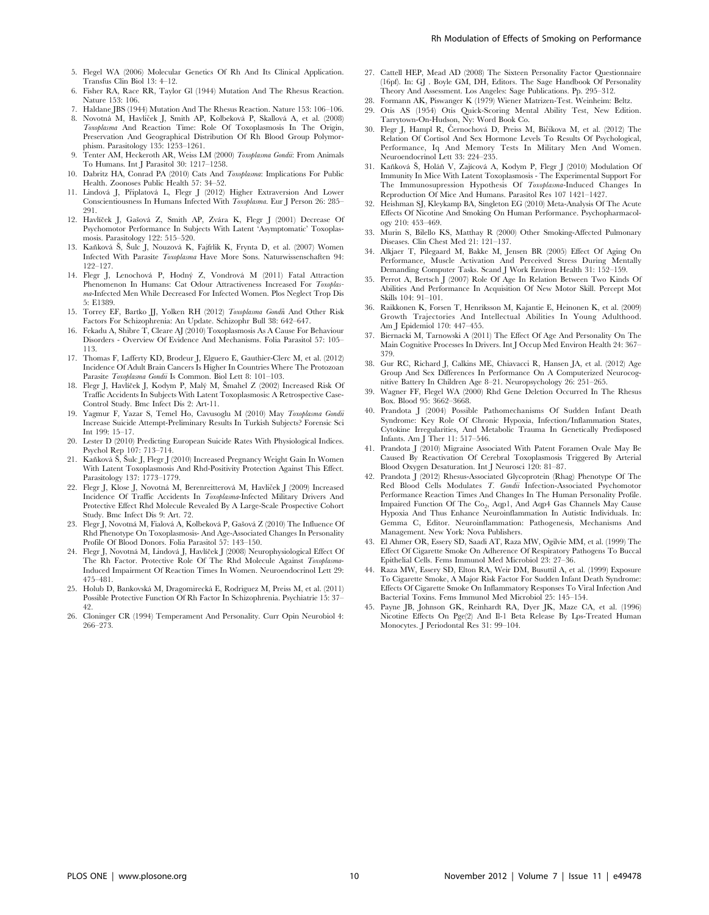5. Flegel WA (2006) Molecular Genetics Of Rh And Its Clinical Application. Transfus Clin Biol 13: 4–12.
6. Fisher RA, Race RR, Taylor Gl (1944) Mutation And The Rhesus Reaction. Nature 153: 106.
7. Haldane JBS (1944) Mutation And The Rhesus Reaction. Nature 153: 106–106.
8. Novotná M, Havlíček J, Smith AP, Kolbeková P, Skallová A, et al. (2008) *Toxoplasma* And Reaction Time: Role Of Toxoplasmosis In The Origin, Preservation And Geographical Distribution Of Rh Blood Group Polymorphism. Parasitology 135: 1253–1261.
9. Tenter AM, Heckeroth AR, Weiss LM (2000) *Toxoplasma Gondii*: From Animals To Humans. Int J Parasitol 30: 1217–1258.
10. Dabritz HA, Conrad PA (2010) Cats And *Toxoplasma*: Implications For Public Health. Zoonoses Public Health 57: 34–52.
11. Lindová J, Příplatová L, Flegr J (2012) Higher Extraversion And Lower Conscientiousness In Humans Infected With *Toxoplasma*. Eur J Person 26: 285–291.
12. Havlíček J, Gašová Z, Smith AP, Zvára K, Flegr J (2001) Decrease Of Psychomotor Performance In Subjects With Latent 'Asymptomatic' Toxoplasmosis. Parasitology 122: 515–520.
13. Kaňková Š, Šulc J, Nouzová K, Fajfrlik K, Frynta D, et al. (2007) Women Infected With Parasite *Toxoplasma* Have More Sons. Naturwissenschaften 94: 122–127.
14. Flegr J, Lenochová P, Hodný Z, Vondrová M (2011) Fatal Attraction Phenomenon In Humans: Cat Odour Attractiveness Increased For *Toxoplasma*-Infected Men While Decreased For Infected Women. Plos Neglect Trop Dis 5: E1389.
15. Torrey EF, Bartko JJ, Yolken RH (2012) *Toxoplasma Gondii* And Other Risk Factors For Schizophrenia: An Update. Schizophr Bull 38: 642–647.
16. Fekadu A, Shibre T, Cleare AJ (2010) Toxoplasmosis As A Cause For Behaviour Disorders - Overview Of Evidence And Mechanisms. Folia Parasitol 57: 105–113.
17. Thomas F, Lafferty KD, Brodeur J, Elguero E, Gauthier-Clerc M, et al. (2012) Incidence Of Adult Brain Cancers Is Higher In Countries Where The Protozoan Parasite *Toxoplasma Gondii* Is Common. Biol Lett 8: 101–103.
18. Flegr J, Havlíček J, Kodym P, Malý M, Šmahel Z (2002) Increased Risk Of Traffic Accidents In Subjects With Latent Toxoplasmosis: A Retrospective Case-Control Study. Bmc Infect Dis 2: Art-11.
19. Yagmur F, Yazar S, Temel Ho, Cavusoglu M (2010) May *Toxoplasma Gondii* Increase Suicide Attempt-Preliminary Results In Turkish Subjects? Forensic Sci Int 199: 15–17.
20. Lester D (2010) Predicting European Suicide Rates With Physiological Indices. Psychol Rep 107: 713–714.
21. Kaňková Š, Šulc J, Flegr J (2010) Increased Pregnancy Weight Gain In Women With Latent Toxoplasmosis And Rhd-Positivity Protection Against This Effect. Parasitology 137: 1773–1779.
22. Flegr J, Klose J, Novotná M, Berenreitterová M, Havlíček J (2009) Increased Incidence Of Traffic Accidents In *Toxoplasma*-Infected Military Drivers And Protective Effect Rhd Molecule Revealed By A Large-Scale Prospective Cohort Study. Bmc Infect Dis 9: Art. 72.
23. Flegr J, Novotná M, Fialová A, Kolbeková P, Gašová Z (2010) The Influence Of Rhd Phenotype On Toxoplasmosis- And Age-Associated Changes In Personality Profile Of Blood Donors. Folia Parasitol 57: 143–150.
24. Flegr J, Novotná M, Lindová J, Havlíček J (2008) Neurophysiological Effect Of The Rh Factor. Protective Role Of The Rhd Molecule Against *Toxoplasma*-Induced Impairment Of Reaction Times In Women. Neuroendocrinol Lett 29: 475–481.
25. Holub D, Bankovská M, Dragomirecká E, Rodriguez M, Preiss M, et al. (2011) Possible Protective Function Of Rh Factor In Schizophrenia. Psychiatrie 15: 37–42.
26. Cloninger CR (1994) Temperament And Personality. Curr Opin Neurobiol 4: 266–273.
27. Cattell HEP, Mead AD (2008) The Sixteen Personality Factor Questionnaire (16pf). In: GJ . Boyle GM, DH, Editors. The Sage Handbook Of Personality Theory And Assessment. Los Angeles: Sage Publications. Pp. 295–312.
28. Formann AK, Piswanger K (1979) Wiener Matrizen-Test. Weinheim: Beltz.
29. Otis AS (1954) Otis Quick-Scoring Mental Ability Test, New Edition. Tarrytown-On-Hudson, Ny: Word Book Co.
30. Flegr J, Hampl R, Černochová D, Preiss M, Bičíkova M, et al. (2012) The Relation Of Cortisol And Sex Hormone Levels To Results Of Psychological, Performance, Iq And Memory Tests In Military Men And Women. Neuroendocrinol Lett 33: 224–235.
31. Kaňková Š, Holáň V, Zajícová A, Kodym P, Flegr J (2010) Modulation Of Immunity In Mice With Latent Toxoplasmosis - The Experimental Support For The Immunosupression Hypothesis Of *Toxoplasma*-Induced Changes In Reproduction Of Mice And Humans. Parasitol Res 107 1421–1427.
32. Heishman SJ, Kleykamp BA, Singleton EG (2010) Meta-Analysis Of The Acute Effects Of Nicotine And Smoking On Human Performance. Psychopharmacology 210: 453–469.
33. Murin S, Bilello KS, Matthay R (2000) Other Smoking-Affected Pulmonary Diseases. Clin Chest Med 21: 121–137.
34. Alkjaer T, Pilegaard M, Bakke M, Jensen BR (2005) Effect Of Aging On Performance, Muscle Activation And Perceived Stress During Mentally Demanding Computer Tasks. Scand J Work Environ Health 31: 152–159.
35. Perrot A, Bertsch J (2007) Role Of Age In Relation Between Two Kinds Of Abilities And Performance In Acquisition Of New Motor Skill. Percept Mot Skills 104: 91–101.
36. Raikkonen K, Forsen T, Henriksson M, Kajantie E, Heinonen K, et al. (2009) Growth Trajectories And Intellectual Abilities In Young Adulthood. Am J Epidemiol 170: 447–455.
37. Biernacki M, Tarnowski A (2011) The Effect Of Age And Personality On The Main Cognitive Processes In Drivers. Int J Occup Med Environ Health 24: 367–379.
38. Gur RC, Richard J, Calkins ME, Chiavacci R, Hansen JA, et al. (2012) Age Group And Sex Differences In Performance On A Computerized Neurocognitive Battery In Children Age 8–21. Neuropsychology 26: 251–265.
39. Wagner FF, Flegel WA (2000) Rhd Gene Deletion Occurred In The Rhesus Box. Blood 95: 3662–3668.
40. Prandota J (2004) Possible Pathomechanisms Of Sudden Infant Death Syndrome: Key Role Of Chronic Hypoxia, Infection/Inflammation States, Cytokine Irregularities, And Metabolic Trauma In Genetically Predisposed Infants. Am J Ther 11: 517–546.
41. Prandota J (2010) Migraine Associated With Patent Foramen Ovale May Be Caused By Reactivation Of Cerebral Toxoplasmosis Triggered By Arterial Blood Oxygen Desaturation. Int J Neurosci 120: 81–87.
42. Prandota J (2012) Rhesus-Associated Glycoprotein (Rhag) Phenotype Of The Red Blood Cells Modulates *T. Gondii* Infection-Associated Psychomotor Performance Reaction Times And Changes In The Human Personality Profile. Impaired Function Of The $Co_2$, Aqp1, And Aqp4 Gas Channels May Cause Hypoxia And Thus Enhance Neuroinflammation In Autistic Individuals. In: Gemma C, Editor. Neuroinflammation: Pathogenesis, Mechanisms And Management. New York: Nova Publishers.
43. El Ahmer OR, Essery SD, Saadi AT, Raza MW, Ogilvie MM, et al. (1999) The Effect Of Cigarette Smoke On Adherence Of Respiratory Pathogens To Buccal Epithelial Cells. Fems Immunol Med Microbiol 23: 27–36.
44. Raza MW, Essery SD, Elton RA, Weir DM, Busuttil A, et al. (1999) Exposure To Cigarette Smoke, A Major Risk Factor For Sudden Infant Death Syndrome: Effects Of Cigarette Smoke On Inflammatory Responses To Viral Infection And Bacterial Toxins. Fems Immunol Med Microbiol 25: 145–154.
45. Payne JB, Johnson GK, Reinhardt RA, Dyer JK, Maze CA, et al. (1996) Nicotine Effects On Pge(2) And Il-1 Beta Release By Lps-Treated Human Monocytes. J Periodontal Res 31: 99–104.